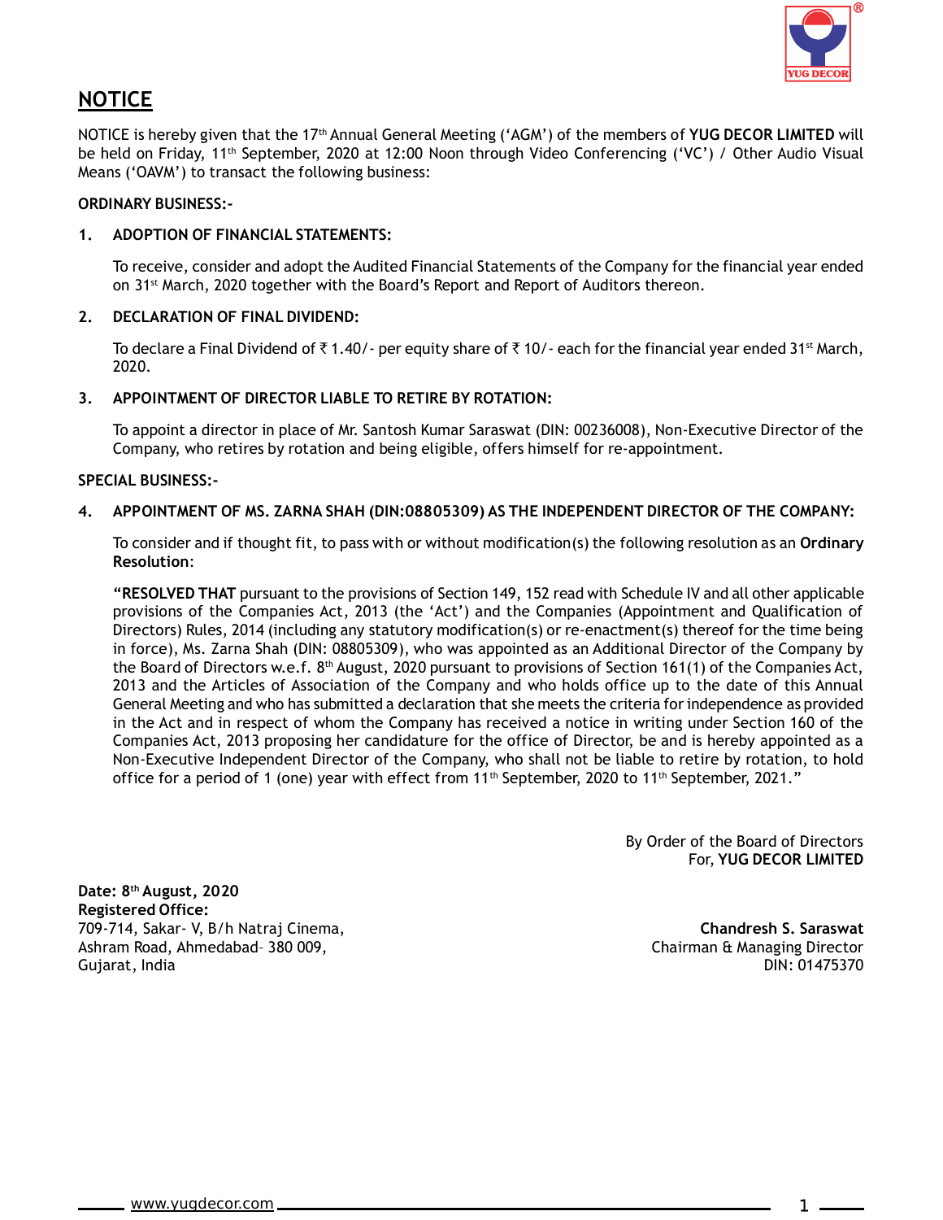# NOTICE

NOTICE is hereby given that the 17th Annual General Meeting ('AGM') of the members of **YUG DECOR LIMITED** will be held on Friday, 11th September, 2020 at 12:00 Noon through Video Conferencing ('VC') / Other Audio Visual Means ('OAVM') to transact the following business:

**ORDINARY BUSINESS:-**

1. **ADOPTION OF FINANCIAL STATEMENTS:**

   To receive, consider and adopt the Audited Financial Statements of the Company for the financial year ended on 31st March, 2020 together with the Board's Report and Report of Auditors thereon.

2. **DECLARATION OF FINAL DIVIDEND:**

   To declare a Final Dividend of ₹ 1.40/- per equity share of ₹ 10/- each for the financial year ended 31st March, 2020.

3. **APPOINTMENT OF DIRECTOR LIABLE TO RETIRE BY ROTATION:**

   To appoint a director in place of Mr. Santosh Kumar Saraswat (DIN: 00236008), Non-Executive Director of the Company, who retires by rotation and being eligible, offers himself for re-appointment.

**SPECIAL BUSINESS:-**

4. **APPOINTMENT OF MS. ZARNA SHAH (DIN:08805309) AS THE INDEPENDENT DIRECTOR OF THE COMPANY:**

   To consider and if thought fit, to pass with or without modification(s) the following resolution as an **Ordinary Resolution**:

   **"RESOLVED THAT** pursuant to the provisions of Section 149, 152 read with Schedule IV and all other applicable provisions of the Companies Act, 2013 (the 'Act') and the Companies (Appointment and Qualification of Directors) Rules, 2014 (including any statutory modification(s) or re-enactment(s) thereof for the time being in force), Ms. Zarna Shah (DIN: 08805309), who was appointed as an Additional Director of the Company by the Board of Directors w.e.f. 8th August, 2020 pursuant to provisions of Section 161(1) of the Companies Act, 2013 and the Articles of Association of the Company and who holds office up to the date of this Annual General Meeting and who has submitted a declaration that she meets the criteria for independence as provided in the Act and in respect of whom the Company has received a notice in writing under Section 160 of the Companies Act, 2013 proposing her candidature for the office of Director, be and is hereby appointed as a Non-Executive Independent Director of the Company, who shall not be liable to retire by rotation, to hold office for a period of 1 (one) year with effect from 11th September, 2020 to 11th September, 2021."

By Order of the Board of Directors
For, **YUG DECOR LIMITED**

**Date: 8th August, 2020**
**Registered Office:**
709-714, Sakar- V, B/h Natraj Cinema,
Ashram Road, Ahmedabad- 380 009,
Gujarat, India

**Chandresh S. Saraswat**
Chairman & Managing Director
DIN: 01475370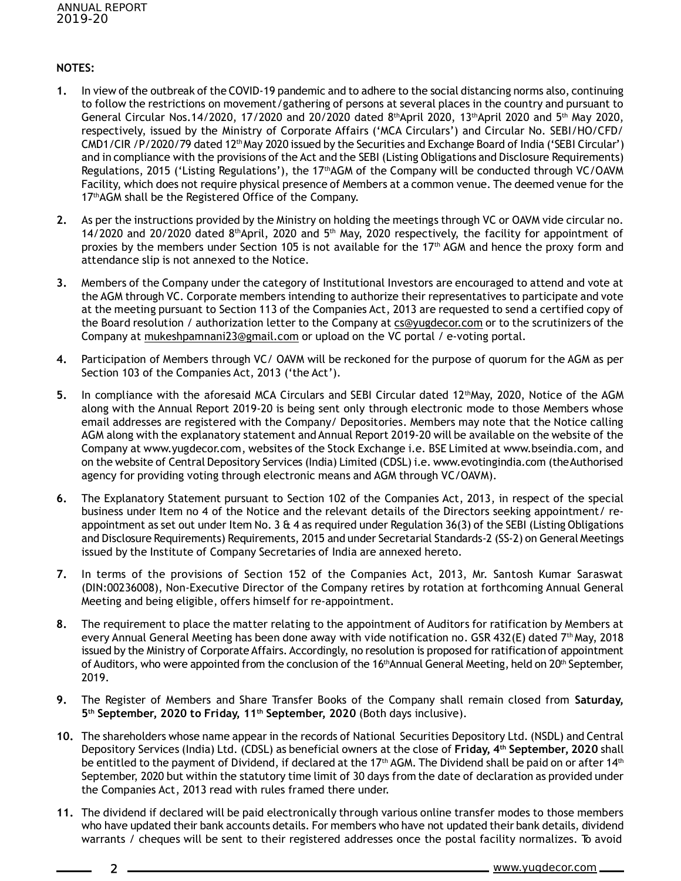**NOTES:**

1. In view of the outbreak of the COVID-19 pandemic and to adhere to the social distancing norms also, continuing to follow the restrictions on movement/gathering of persons at several places in the country and pursuant to General Circular Nos.14/2020, 17/2020 and 20/2020 dated 8th April 2020, 13th April 2020 and 5th May 2020, respectively, issued by the Ministry of Corporate Affairs ('MCA Circulars') and Circular No. SEBI/HO/CFD/CMD1/CIR /P/2020/79 dated 12th May 2020 issued by the Securities and Exchange Board of India ('SEBI Circular') and in compliance with the provisions of the Act and the SEBI (Listing Obligations and Disclosure Requirements) Regulations, 2015 ('Listing Regulations'), the 17th AGM of the Company will be conducted through VC/OAVM Facility, which does not require physical presence of Members at a common venue. The deemed venue for the 17th AGM shall be the Registered Office of the Company.

2. As per the instructions provided by the Ministry on holding the meetings through VC or OAVM vide circular no. 14/2020 and 20/2020 dated 8th April, 2020 and 5th May, 2020 respectively, the facility for appointment of proxies by the members under Section 105 is not available for the 17th AGM and hence the proxy form and attendance slip is not annexed to the Notice.

3. Members of the Company under the category of Institutional Investors are encouraged to attend and vote at the AGM through VC. Corporate members intending to authorize their representatives to participate and vote at the meeting pursuant to Section 113 of the Companies Act, 2013 are requested to send a certified copy of the Board resolution / authorization letter to the Company at cs@yugdecor.com or to the scrutinizers of the Company at mukeshpamnani23@gmail.com or upload on the VC portal / e-voting portal.

4. Participation of Members through VC/ OAVM will be reckoned for the purpose of quorum for the AGM as per Section 103 of the Companies Act, 2013 ('the Act').

5. In compliance with the aforesaid MCA Circulars and SEBI Circular dated 12th May, 2020, Notice of the AGM along with the Annual Report 2019-20 is being sent only through electronic mode to those Members whose email addresses are registered with the Company/ Depositories. Members may note that the Notice calling AGM along with the explanatory statement and Annual Report 2019-20 will be available on the website of the Company at www.yugdecor.com, websites of the Stock Exchange i.e. BSE Limited at www.bseindia.com, and on the website of Central Depository Services (India) Limited (CDSL) i.e. www.evotingindia.com (the Authorised agency for providing voting through electronic means and AGM through VC/OAVM).

6. The Explanatory Statement pursuant to Section 102 of the Companies Act, 2013, in respect of the special business under Item no 4 of the Notice and the relevant details of the Directors seeking appointment/ re-appointment as set out under Item No. 3 & 4 as required under Regulation 36(3) of the SEBI (Listing Obligations and Disclosure Requirements) Requirements, 2015 and under Secretarial Standards-2 (SS-2) on General Meetings issued by the Institute of Company Secretaries of India are annexed hereto.

7. In terms of the provisions of Section 152 of the Companies Act, 2013, Mr. Santosh Kumar Saraswat (DIN:00236008), Non-Executive Director of the Company retires by rotation at forthcoming Annual General Meeting and being eligible, offers himself for re-appointment.

8. The requirement to place the matter relating to the appointment of Auditors for ratification by Members at every Annual General Meeting has been done away with vide notification no. GSR 432(E) dated 7th May, 2018 issued by the Ministry of Corporate Affairs. Accordingly, no resolution is proposed for ratification of appointment of Auditors, who were appointed from the conclusion of the 16th Annual General Meeting, held on 20th September, 2019.

9. The Register of Members and Share Transfer Books of the Company shall remain closed from **Saturday, 5th September, 2020 to Friday, 11th September, 2020** (Both days inclusive).

10. The shareholders whose name appear in the records of National Securities Depository Ltd. (NSDL) and Central Depository Services (India) Ltd. (CDSL) as beneficial owners at the close of **Friday, 4th September, 2020** shall be entitled to the payment of Dividend, if declared at the 17th AGM. The Dividend shall be paid on or after 14th September, 2020 but within the statutory time limit of 30 days from the date of declaration as provided under the Companies Act, 2013 read with rules framed there under.

11. The dividend if declared will be paid electronically through various online transfer modes to those members who have updated their bank accounts details. For members who have not updated their bank details, dividend warrants / cheques will be sent to their registered addresses once the postal facility normalizes. To avoid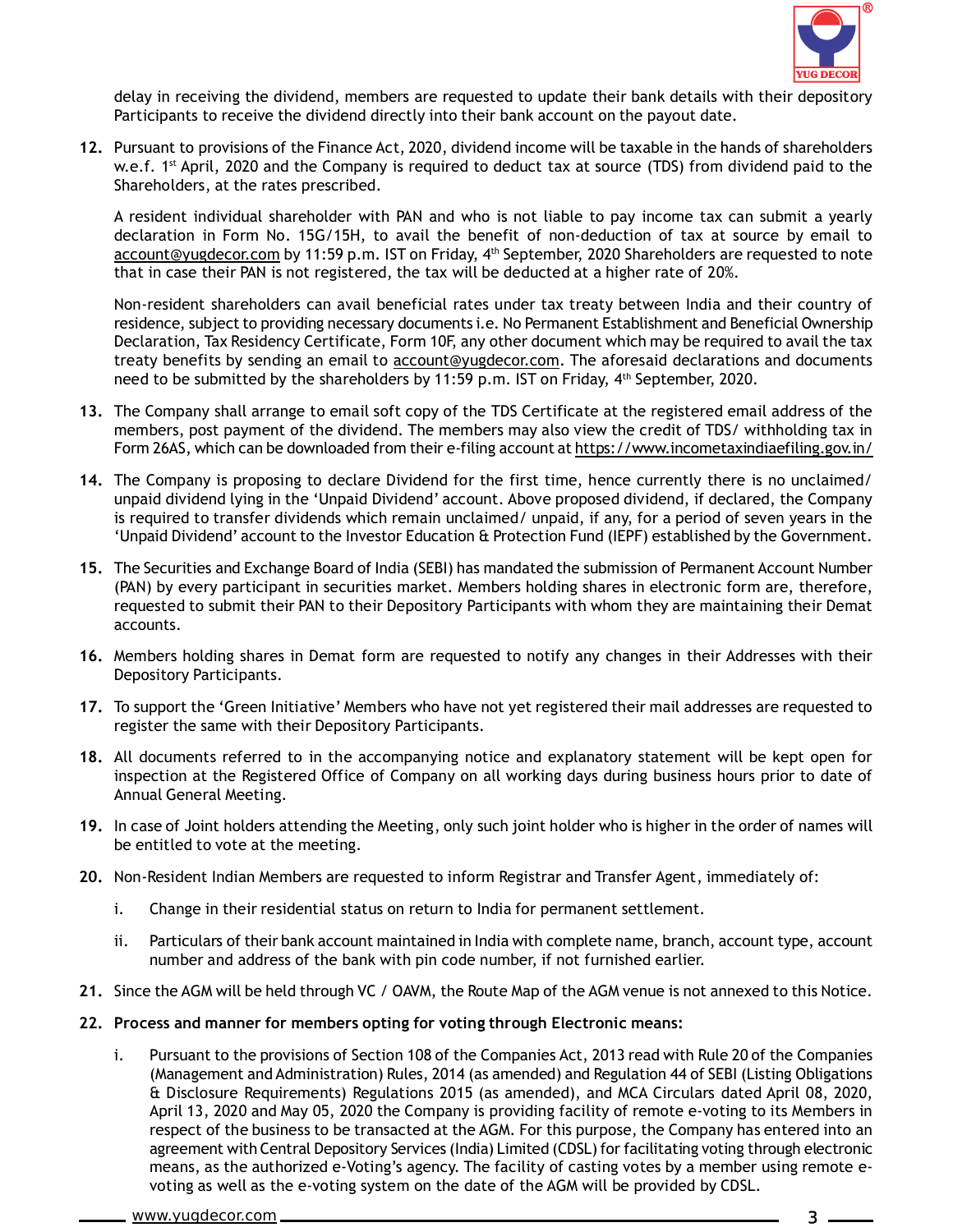delay in receiving the dividend, members are requested to update their bank details with their depository Participants to receive the dividend directly into their bank account on the payout date.

12. Pursuant to provisions of the Finance Act, 2020, dividend income will be taxable in the hands of shareholders w.e.f. 1st April, 2020 and the Company is required to deduct tax at source (TDS) from dividend paid to the Shareholders, at the rates prescribed.

    A resident individual shareholder with PAN and who is not liable to pay income tax can submit a yearly declaration in Form No. 15G/15H, to avail the benefit of non-deduction of tax at source by email to account@yugdecor.com by 11:59 p.m. IST on Friday, 4th September, 2020 Shareholders are requested to note that in case their PAN is not registered, the tax will be deducted at a higher rate of 20%.

    Non-resident shareholders can avail beneficial rates under tax treaty between India and their country of residence, subject to providing necessary documents i.e. No Permanent Establishment and Beneficial Ownership Declaration, Tax Residency Certificate, Form 10F, any other document which may be required to avail the tax treaty benefits by sending an email to account@yugdecor.com. The aforesaid declarations and documents need to be submitted by the shareholders by 11:59 p.m. IST on Friday, 4th September, 2020.

13. The Company shall arrange to email soft copy of the TDS Certificate at the registered email address of the members, post payment of the dividend. The members may also view the credit of TDS/ withholding tax in Form 26AS, which can be downloaded from their e-filing account at https://www.incometaxindiaefiling.gov.in/

14. The Company is proposing to declare Dividend for the first time, hence currently there is no unclaimed/ unpaid dividend lying in the 'Unpaid Dividend' account. Above proposed dividend, if declared, the Company is required to transfer dividends which remain unclaimed/ unpaid, if any, for a period of seven years in the 'Unpaid Dividend' account to the Investor Education & Protection Fund (IEPF) established by the Government.

15. The Securities and Exchange Board of India (SEBI) has mandated the submission of Permanent Account Number (PAN) by every participant in securities market. Members holding shares in electronic form are, therefore, requested to submit their PAN to their Depository Participants with whom they are maintaining their Demat accounts.

16. Members holding shares in Demat form are requested to notify any changes in their Addresses with their Depository Participants.

17. To support the 'Green Initiative' Members who have not yet registered their mail addresses are requested to register the same with their Depository Participants.

18. All documents referred to in the accompanying notice and explanatory statement will be kept open for inspection at the Registered Office of Company on all working days during business hours prior to date of Annual General Meeting.

19. In case of Joint holders attending the Meeting, only such joint holder who is higher in the order of names will be entitled to vote at the meeting.

20. Non-Resident Indian Members are requested to inform Registrar and Transfer Agent, immediately of:

    i. Change in their residential status on return to India for permanent settlement.

    ii. Particulars of their bank account maintained in India with complete name, branch, account type, account number and address of the bank with pin code number, if not furnished earlier.

21. Since the AGM will be held through VC / OAVM, the Route Map of the AGM venue is not annexed to this Notice.

22. **Process and manner for members opting for voting through Electronic means:**

    i. Pursuant to the provisions of Section 108 of the Companies Act, 2013 read with Rule 20 of the Companies (Management and Administration) Rules, 2014 (as amended) and Regulation 44 of SEBI (Listing Obligations & Disclosure Requirements) Regulations 2015 (as amended), and MCA Circulars dated April 08, 2020, April 13, 2020 and May 05, 2020 the Company is providing facility of remote e-voting to its Members in respect of the business to be transacted at the AGM. For this purpose, the Company has entered into an agreement with Central Depository Services (India) Limited (CDSL) for facilitating voting through electronic means, as the authorized e-Voting's agency. The facility of casting votes by a member using remote e-voting as well as the e-voting system on the date of the AGM will be provided by CDSL.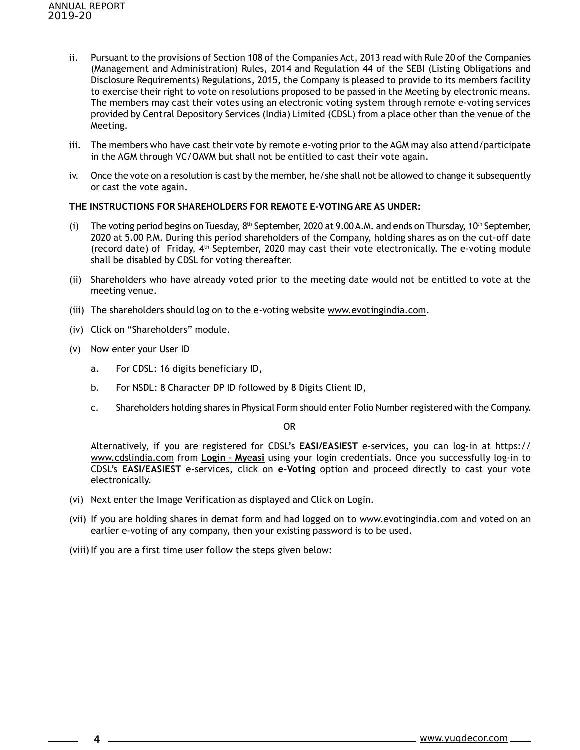ii. Pursuant to the provisions of Section 108 of the Companies Act, 2013 read with Rule 20 of the Companies (Management and Administration) Rules, 2014 and Regulation 44 of the SEBI (Listing Obligations and Disclosure Requirements) Regulations, 2015, the Company is pleased to provide to its members facility to exercise their right to vote on resolutions proposed to be passed in the Meeting by electronic means. The members may cast their votes using an electronic voting system through remote e-voting services provided by Central Depository Services (India) Limited (CDSL) from a place other than the venue of the Meeting.

iii. The members who have cast their vote by remote e-voting prior to the AGM may also attend/participate in the AGM through VC/OAVM but shall not be entitled to cast their vote again.

iv. Once the vote on a resolution is cast by the member, he/she shall not be allowed to change it subsequently or cast the vote again.

**THE INSTRUCTIONS FOR SHAREHOLDERS FOR REMOTE E-VOTING ARE AS UNDER:**

(i) The voting period begins on Tuesday, 8th September, 2020 at 9.00 A.M. and ends on Thursday, 10th September, 2020 at 5.00 P.M. During this period shareholders of the Company, holding shares as on the cut-off date (record date) of Friday, 4th September, 2020 may cast their vote electronically. The e-voting module shall be disabled by CDSL for voting thereafter.

(ii) Shareholders who have already voted prior to the meeting date would not be entitled to vote at the meeting venue.

(iii) The shareholders should log on to the e-voting website www.evotingindia.com.

(iv) Click on "Shareholders" module.

(v) Now enter your User ID

   a. For CDSL: 16 digits beneficiary ID,

   b. For NSDL: 8 Character DP ID followed by 8 Digits Client ID,

   c. Shareholders holding shares in Physical Form should enter Folio Number registered with the Company.

OR

Alternatively, if you are registered for CDSL's **EASI/EASIEST** e-services, you can log-in at https://www.cdslindia.com from **Login** - **Myeasi** using your login credentials. Once you successfully log-in to CDSL's **EASI/EASIEST** e-services, click on **e-Voting** option and proceed directly to cast your vote electronically.

(vi) Next enter the Image Verification as displayed and Click on Login.

(vii) If you are holding shares in demat form and had logged on to www.evotingindia.com and voted on an earlier e-voting of any company, then your existing password is to be used.

(viii) If you are a first time user follow the steps given below: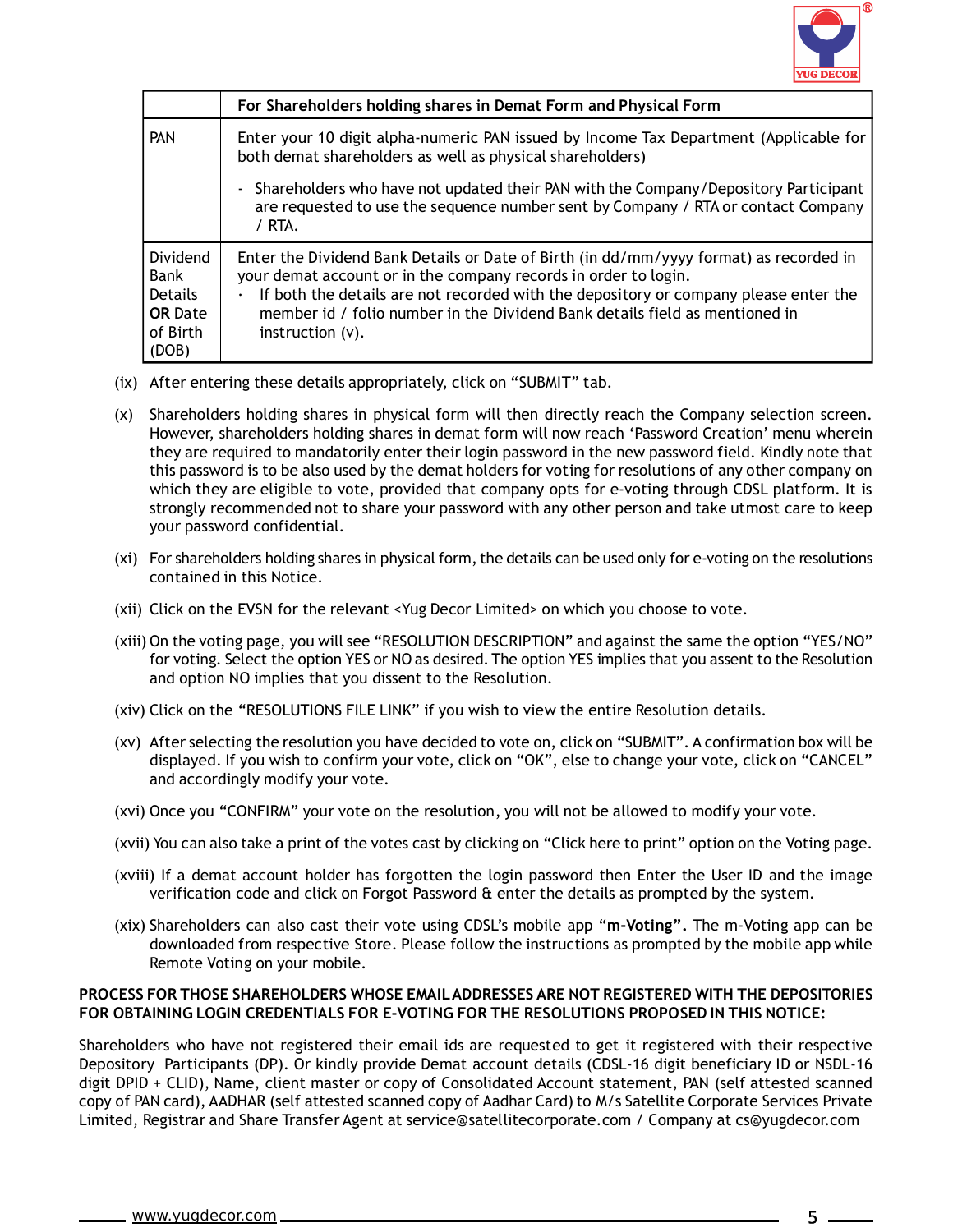| | For Shareholders holding shares in Demat Form and Physical Form |
|---|---|
| PAN | Enter your 10 digit alpha-numeric PAN issued by Income Tax Department (Applicable for both demat shareholders as well as physical shareholders)<br><br>- Shareholders who have not updated their PAN with the Company/Depository Participant are requested to use the sequence number sent by Company / RTA or contact Company / RTA. |
| Dividend Bank Details **OR** Date of Birth (DOB) | Enter the Dividend Bank Details or Date of Birth (in dd/mm/yyyy format) as recorded in your demat account or in the company records in order to login.<br>· If both the details are not recorded with the depository or company please enter the member id / folio number in the Dividend Bank details field as mentioned in instruction (v). |

(ix) After entering these details appropriately, click on “SUBMIT” tab.

(x) Shareholders holding shares in physical form will then directly reach the Company selection screen. However, shareholders holding shares in demat form will now reach ‘Password Creation’ menu wherein they are required to mandatorily enter their login password in the new password field. Kindly note that this password is to be also used by the demat holders for voting for resolutions of any other company on which they are eligible to vote, provided that company opts for e-voting through CDSL platform. It is strongly recommended not to share your password with any other person and take utmost care to keep your password confidential.

(xi) For shareholders holding shares in physical form, the details can be used only for e-voting on the resolutions contained in this Notice.

(xii) Click on the EVSN for the relevant <Yug Decor Limited> on which you choose to vote.

(xiii) On the voting page, you will see “RESOLUTION DESCRIPTION” and against the same the option “YES/NO” for voting. Select the option YES or NO as desired. The option YES implies that you assent to the Resolution and option NO implies that you dissent to the Resolution.

(xiv) Click on the “RESOLUTIONS FILE LINK” if you wish to view the entire Resolution details.

(xv) After selecting the resolution you have decided to vote on, click on “SUBMIT”. A confirmation box will be displayed. If you wish to confirm your vote, click on “OK”, else to change your vote, click on “CANCEL” and accordingly modify your vote.

(xvi) Once you “CONFIRM” your vote on the resolution, you will not be allowed to modify your vote.

(xvii) You can also take a print of the votes cast by clicking on “Click here to print” option on the Voting page.

(xviii) If a demat account holder has forgotten the login password then Enter the User ID and the image verification code and click on Forgot Password & enter the details as prompted by the system.

(xix) Shareholders can also cast their vote using CDSL’s mobile app “**m-Voting**”. The m-Voting app can be downloaded from respective Store. Please follow the instructions as prompted by the mobile app while Remote Voting on your mobile.

**PROCESS FOR THOSE SHAREHOLDERS WHOSE EMAIL ADDRESSES ARE NOT REGISTERED WITH THE DEPOSITORIES FOR OBTAINING LOGIN CREDENTIALS FOR E-VOTING FOR THE RESOLUTIONS PROPOSED IN THIS NOTICE:**

Shareholders who have not registered their email ids are requested to get it registered with their respective Depository Participants (DP). Or kindly provide Demat account details (CDSL-16 digit beneficiary ID or NSDL-16 digit DPID + CLID), Name, client master or copy of Consolidated Account statement, PAN (self attested scanned copy of PAN card), AADHAR (self attested scanned copy of Aadhar Card) to M/s Satellite Corporate Services Private Limited, Registrar and Share Transfer Agent at service@satellitecorporate.com / Company at cs@yugdecor.com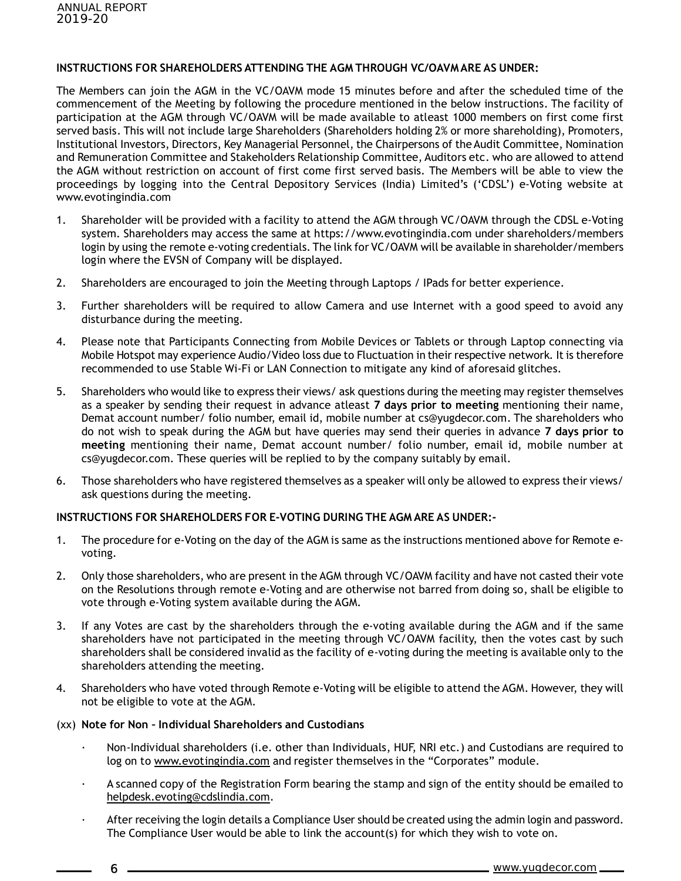**INSTRUCTIONS FOR SHAREHOLDERS ATTENDING THE AGM THROUGH VC/OAVM ARE AS UNDER:**

The Members can join the AGM in the VC/OAVM mode 15 minutes before and after the scheduled time of the commencement of the Meeting by following the procedure mentioned in the below instructions. The facility of participation at the AGM through VC/OAVM will be made available to atleast 1000 members on first come first served basis. This will not include large Shareholders (Shareholders holding 2% or more shareholding), Promoters, Institutional Investors, Directors, Key Managerial Personnel, the Chairpersons of the Audit Committee, Nomination and Remuneration Committee and Stakeholders Relationship Committee, Auditors etc. who are allowed to attend the AGM without restriction on account of first come first served basis. The Members will be able to view the proceedings by logging into the Central Depository Services (India) Limited's ('CDSL') e-Voting website at www.evotingindia.com

1. Shareholder will be provided with a facility to attend the AGM through VC/OAVM through the CDSL e-Voting system. Shareholders may access the same at https://www.evotingindia.com under shareholders/members login by using the remote e-voting credentials. The link for VC/OAVM will be available in shareholder/members login where the EVSN of Company will be displayed.
2. Shareholders are encouraged to join the Meeting through Laptops / IPads for better experience.
3. Further shareholders will be required to allow Camera and use Internet with a good speed to avoid any disturbance during the meeting.
4. Please note that Participants Connecting from Mobile Devices or Tablets or through Laptop connecting via Mobile Hotspot may experience Audio/Video loss due to Fluctuation in their respective network. It is therefore recommended to use Stable Wi-Fi or LAN Connection to mitigate any kind of aforesaid glitches.
5. Shareholders who would like to express their views/ ask questions during the meeting may register themselves as a speaker by sending their request in advance atleast **7 days prior to meeting** mentioning their name, Demat account number/ folio number, email id, mobile number at cs@yugdecor.com. The shareholders who do not wish to speak during the AGM but have queries may send their queries in advance **7 days prior to meeting** mentioning their name, Demat account number/ folio number, email id, mobile number at cs@yugdecor.com. These queries will be replied to by the company suitably by email.
6. Those shareholders who have registered themselves as a speaker will only be allowed to express their views/ ask questions during the meeting.

**INSTRUCTIONS FOR SHAREHOLDERS FOR E-VOTING DURING THE AGM ARE AS UNDER:-**

1. The procedure for e-Voting on the day of the AGM is same as the instructions mentioned above for Remote e-voting.
2. Only those shareholders, who are present in the AGM through VC/OAVM facility and have not casted their vote on the Resolutions through remote e-Voting and are otherwise not barred from doing so, shall be eligible to vote through e-Voting system available during the AGM.
3. If any Votes are cast by the shareholders through the e-voting available during the AGM and if the same shareholders have not participated in the meeting through VC/OAVM facility, then the votes cast by such shareholders shall be considered invalid as the facility of e-voting during the meeting is available only to the shareholders attending the meeting.
4. Shareholders who have voted through Remote e-Voting will be eligible to attend the AGM. However, they will not be eligible to vote at the AGM.

(xx) **Note for Non – Individual Shareholders and Custodians**

- Non-Individual shareholders (i.e. other than Individuals, HUF, NRI etc.) and Custodians are required to log on to www.evotingindia.com and register themselves in the "Corporates" module.
- A scanned copy of the Registration Form bearing the stamp and sign of the entity should be emailed to helpdesk.evoting@cdslindia.com.
- After receiving the login details a Compliance User should be created using the admin login and password. The Compliance User would be able to link the account(s) for which they wish to vote on.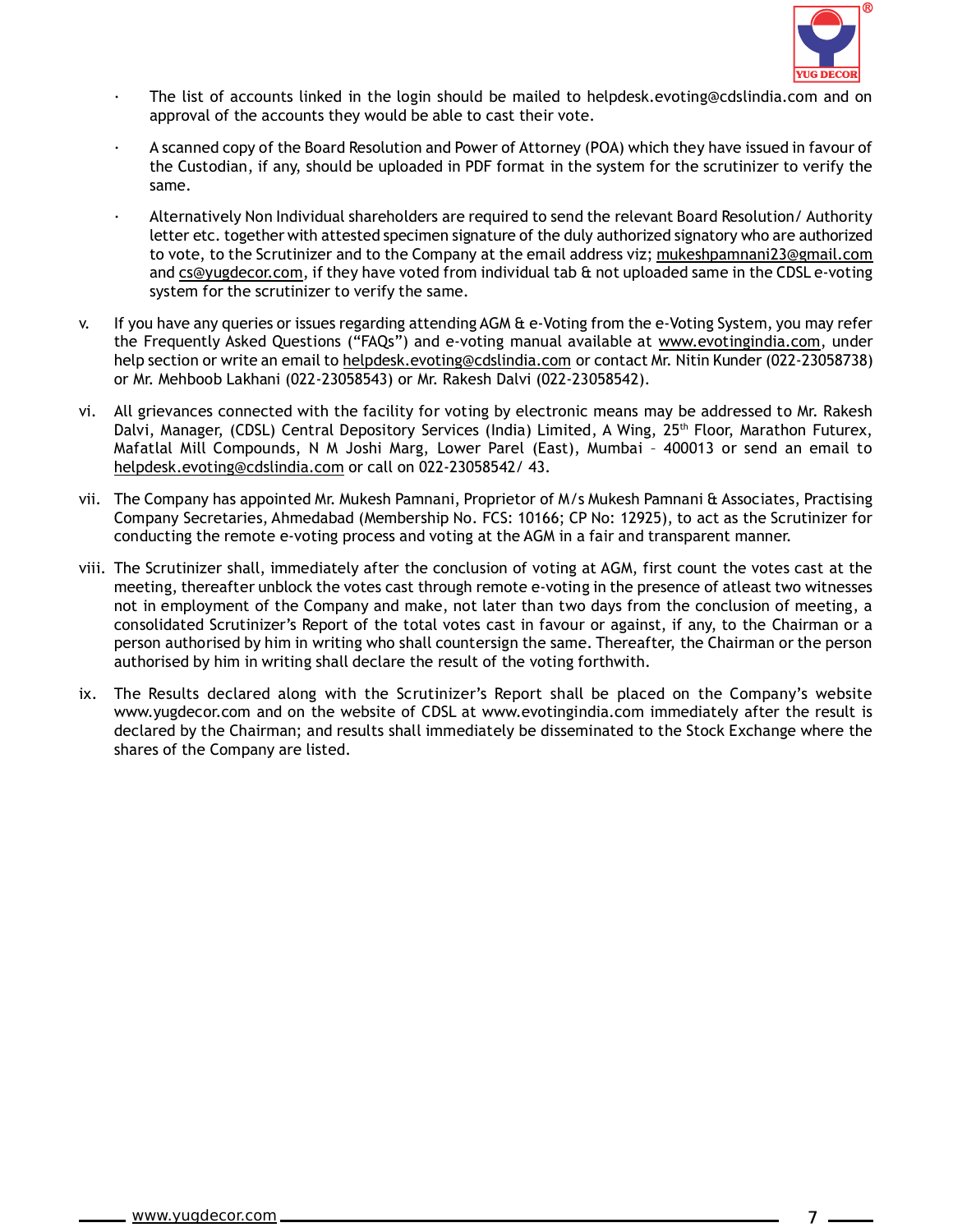- The list of accounts linked in the login should be mailed to helpdesk.evoting@cdslindia.com and on approval of the accounts they would be able to cast their vote.

- A scanned copy of the Board Resolution and Power of Attorney (POA) which they have issued in favour of the Custodian, if any, should be uploaded in PDF format in the system for the scrutinizer to verify the same.

- Alternatively Non Individual shareholders are required to send the relevant Board Resolution/ Authority letter etc. together with attested specimen signature of the duly authorized signatory who are authorized to vote, to the Scrutinizer and to the Company at the email address viz; mukeshpamnani23@gmail.com and cs@yugdecor.com, if they have voted from individual tab & not uploaded same in the CDSL e-voting system for the scrutinizer to verify the same.

v. If you have any queries or issues regarding attending AGM & e-Voting from the e-Voting System, you may refer the Frequently Asked Questions ("FAQs") and e-voting manual available at www.evotingindia.com, under help section or write an email to helpdesk.evoting@cdslindia.com or contact Mr. Nitin Kunder (022-23058738) or Mr. Mehboob Lakhani (022-23058543) or Mr. Rakesh Dalvi (022-23058542).

vi. All grievances connected with the facility for voting by electronic means may be addressed to Mr. Rakesh Dalvi, Manager, (CDSL) Central Depository Services (India) Limited, A Wing, 25th Floor, Marathon Futurex, Mafatlal Mill Compounds, N M Joshi Marg, Lower Parel (East), Mumbai – 400013 or send an email to helpdesk.evoting@cdslindia.com or call on 022-23058542/ 43.

vii. The Company has appointed Mr. Mukesh Pamnani, Proprietor of M/s Mukesh Pamnani & Associates, Practising Company Secretaries, Ahmedabad (Membership No. FCS: 10166; CP No: 12925), to act as the Scrutinizer for conducting the remote e-voting process and voting at the AGM in a fair and transparent manner.

viii. The Scrutinizer shall, immediately after the conclusion of voting at AGM, first count the votes cast at the meeting, thereafter unblock the votes cast through remote e-voting in the presence of atleast two witnesses not in employment of the Company and make, not later than two days from the conclusion of meeting, a consolidated Scrutinizer's Report of the total votes cast in favour or against, if any, to the Chairman or a person authorised by him in writing who shall countersign the same. Thereafter, the Chairman or the person authorised by him in writing shall declare the result of the voting forthwith.

ix. The Results declared along with the Scrutinizer's Report shall be placed on the Company's website www.yugdecor.com and on the website of CDSL at www.evotingindia.com immediately after the result is declared by the Chairman; and results shall immediately be disseminated to the Stock Exchange where the shares of the Company are listed.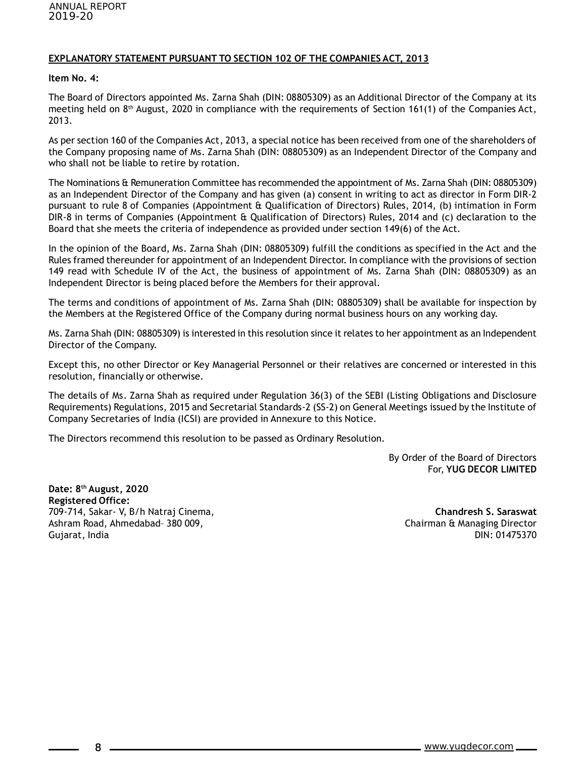## EXPLANATORY STATEMENT PURSUANT TO SECTION 102 OF THE COMPANIES ACT, 2013

**Item No. 4:**

The Board of Directors appointed Ms. Zarna Shah (DIN: 08805309) as an Additional Director of the Company at its meeting held on 8th August, 2020 in compliance with the requirements of Section 161(1) of the Companies Act, 2013.

As per section 160 of the Companies Act, 2013, a special notice has been received from one of the shareholders of the Company proposing name of Ms. Zarna Shah (DIN: 08805309) as an Independent Director of the Company and who shall not be liable to retire by rotation.

The Nominations & Remuneration Committee has recommended the appointment of Ms. Zarna Shah (DIN: 08805309) as an Independent Director of the Company and has given (a) consent in writing to act as director in Form DIR-2 pursuant to rule 8 of Companies (Appointment & Qualification of Directors) Rules, 2014, (b) intimation in Form DIR-8 in terms of Companies (Appointment & Qualification of Directors) Rules, 2014 and (c) declaration to the Board that she meets the criteria of independence as provided under section 149(6) of the Act.

In the opinion of the Board, Ms. Zarna Shah (DIN: 08805309) fulfill the conditions as specified in the Act and the Rules framed thereunder for appointment of an Independent Director. In compliance with the provisions of section 149 read with Schedule IV of the Act, the business of appointment of Ms. Zarna Shah (DIN: 08805309) as an Independent Director is being placed before the Members for their approval.

The terms and conditions of appointment of Ms. Zarna Shah (DIN: 08805309) shall be available for inspection by the Members at the Registered Office of the Company during normal business hours on any working day.

Ms. Zarna Shah (DIN: 08805309) is interested in this resolution since it relates to her appointment as an Independent Director of the Company.

Except this, no other Director or Key Managerial Personnel or their relatives are concerned or interested in this resolution, financially or otherwise.

The details of Ms. Zarna Shah as required under Regulation 36(3) of the SEBI (Listing Obligations and Disclosure Requirements) Regulations, 2015 and Secretarial Standards-2 (SS-2) on General Meetings issued by the Institute of Company Secretaries of India (ICSI) are provided in Annexure to this Notice.

The Directors recommend this resolution to be passed as Ordinary Resolution.

By Order of the Board of Directors
For, **YUG DECOR LIMITED**

**Date: 8th August, 2020**
**Registered Office:**
709-714, Sakar- V, B/h Natraj Cinema,
Ashram Road, Ahmedabad– 380 009,
Gujarat, India

**Chandresh S. Saraswat**
Chairman & Managing Director
DIN: 01475370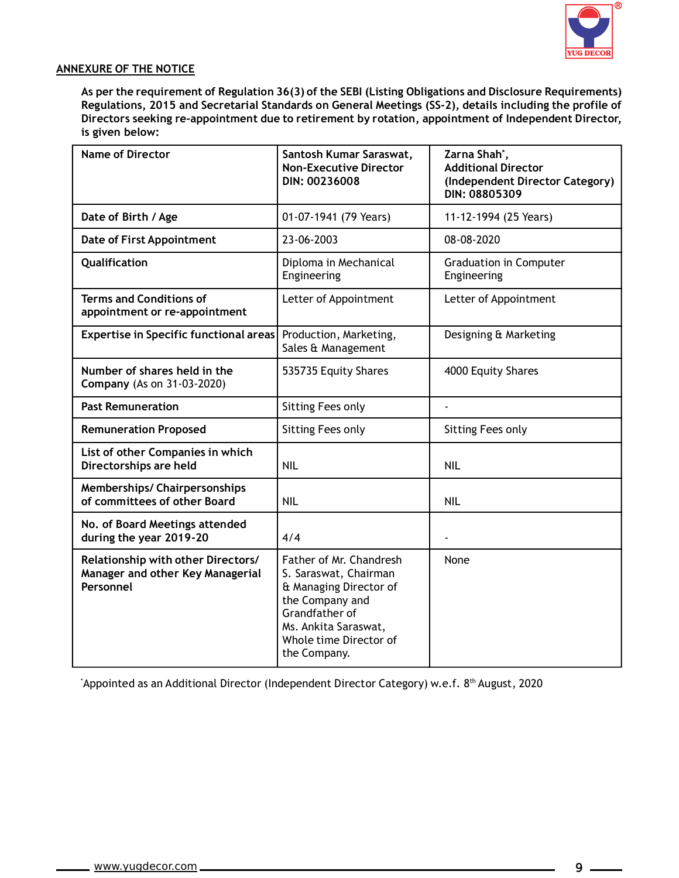## ANNEXURE OF THE NOTICE

**As per the requirement of Regulation 36(3) of the SEBI (Listing Obligations and Disclosure Requirements) Regulations, 2015 and Secretarial Standards on General Meetings (SS-2), details including the profile of Directors seeking re-appointment due to retirement by rotation, appointment of Independent Director, is given below:**

| Name of Director | Santosh Kumar Saraswat, Non-Executive Director DIN: 00236008 | Zarna Shah*, Additional Director (Independent Director Category) DIN: 08805309 |
|---|---|---|
| Date of Birth / Age | 01-07-1941 (79 Years) | 11-12-1994 (25 Years) |
| Date of First Appointment | 23-06-2003 | 08-08-2020 |
| Qualification | Diploma in Mechanical Engineering | Graduation in Computer Engineering |
| Terms and Conditions of appointment or re-appointment | Letter of Appointment | Letter of Appointment |
| Expertise in Specific functional areas | Production, Marketing, Sales & Management | Designing & Marketing |
| Number of shares held in the Company (As on 31-03-2020) | 535735 Equity Shares | 4000 Equity Shares |
| Past Remuneration | Sitting Fees only | - |
| Remuneration Proposed | Sitting Fees only | Sitting Fees only |
| List of other Companies in which Directorships are held | NIL | NIL |
| Memberships/ Chairpersonships of committees of other Board | NIL | NIL |
| No. of Board Meetings attended during the year 2019-20 | 4/4 | - |
| Relationship with other Directors/ Manager and other Key Managerial Personnel | Father of Mr. Chandresh S. Saraswat, Chairman & Managing Director of the Company and Grandfather of Ms. Ankita Saraswat, Whole time Director of the Company. | None |

*Appointed as an Additional Director (Independent Director Category) w.e.f. 8th August, 2020